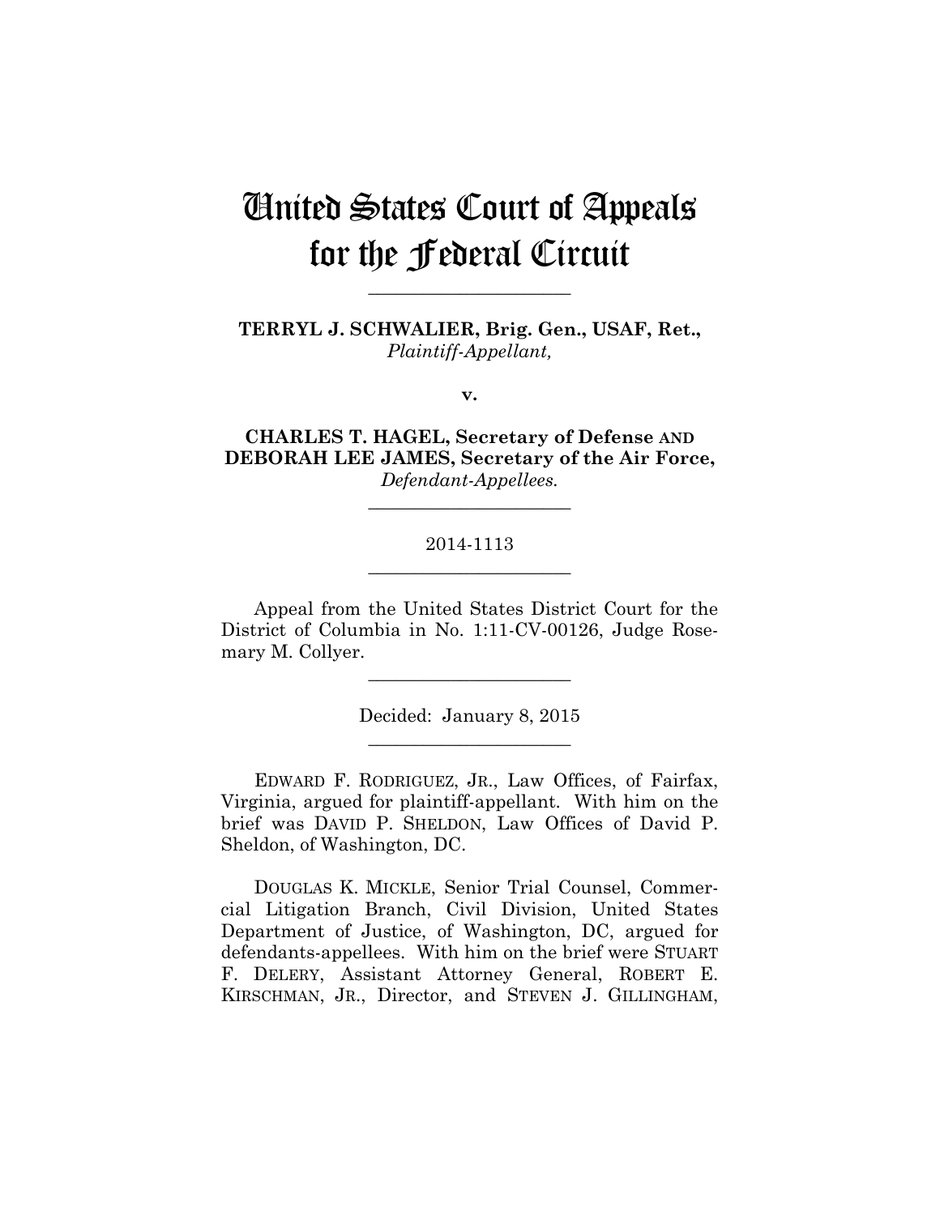# United States Court of Appeals for the Federal Circuit

---

**TERRYL J. SCHWALIER, Brig. Gen., USAF, Ret.,**
*Plaintiff-Appellant,*

**v.**

**CHARLES T. HAGEL, Secretary of Defense AND DEBORAH LEE JAMES, Secretary of the Air Force,**
*Defendant-Appellees.*

---

2014-1113

---

Appeal from the United States District Court for the District of Columbia in No. 1:11-CV-00126, Judge Rosemary M. Collyer.

---

Decided: January 8, 2015

---

EDWARD F. RODRIGUEZ, JR., Law Offices, of Fairfax, Virginia, argued for plaintiff-appellant. With him on the brief was DAVID P. SHELDON, Law Offices of David P. Sheldon, of Washington, DC.

DOUGLAS K. MICKLE, Senior Trial Counsel, Commercial Litigation Branch, Civil Division, United States Department of Justice, of Washington, DC, argued for defendants-appellees. With him on the brief were STUART F. DELERY, Assistant Attorney General, ROBERT E. KIRSCHMAN, JR., Director, and STEVEN J. GILLINGHAM,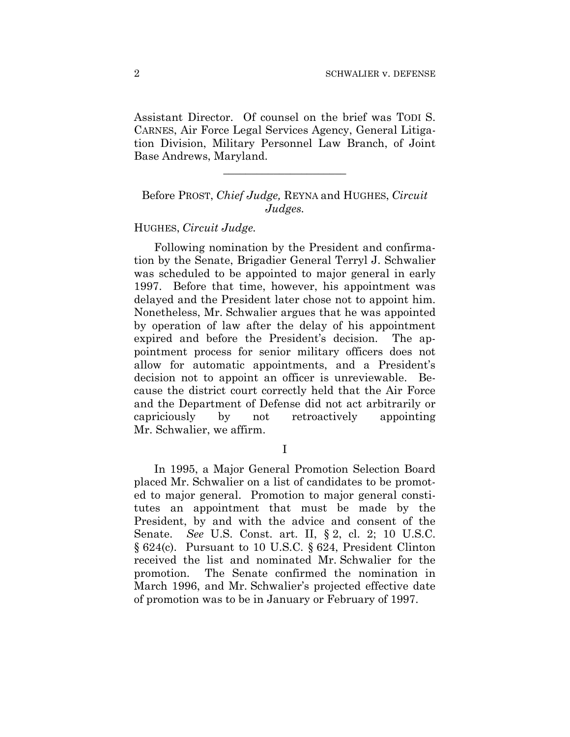Assistant Director. Of counsel on the brief was TODI S. CARNES, Air Force Legal Services Agency, General Litigation Division, Military Personnel Law Branch, of Joint Base Andrews, Maryland.

______________________

Before PROST, *Chief Judge,* REYNA and HUGHES, *Circuit Judges.*

HUGHES, *Circuit Judge.*

Following nomination by the President and confirmation by the Senate, Brigadier General Terryl J. Schwalier was scheduled to be appointed to major general in early 1997. Before that time, however, his appointment was delayed and the President later chose not to appoint him. Nonetheless, Mr. Schwalier argues that he was appointed by operation of law after the delay of his appointment expired and before the President's decision. The appointment process for senior military officers does not allow for automatic appointments, and a President's decision not to appoint an officer is unreviewable. Because the district court correctly held that the Air Force and the Department of Defense did not act arbitrarily or capriciously by not retroactively appointing Mr. Schwalier, we affirm.

I

In 1995, a Major General Promotion Selection Board placed Mr. Schwalier on a list of candidates to be promoted to major general. Promotion to major general constitutes an appointment that must be made by the President, by and with the advice and consent of the Senate. *See* U.S. Const. art. II, § 2, cl. 2; 10 U.S.C. § 624(c). Pursuant to 10 U.S.C. § 624, President Clinton received the list and nominated Mr. Schwalier for the promotion. The Senate confirmed the nomination in March 1996, and Mr. Schwalier's projected effective date of promotion was to be in January or February of 1997.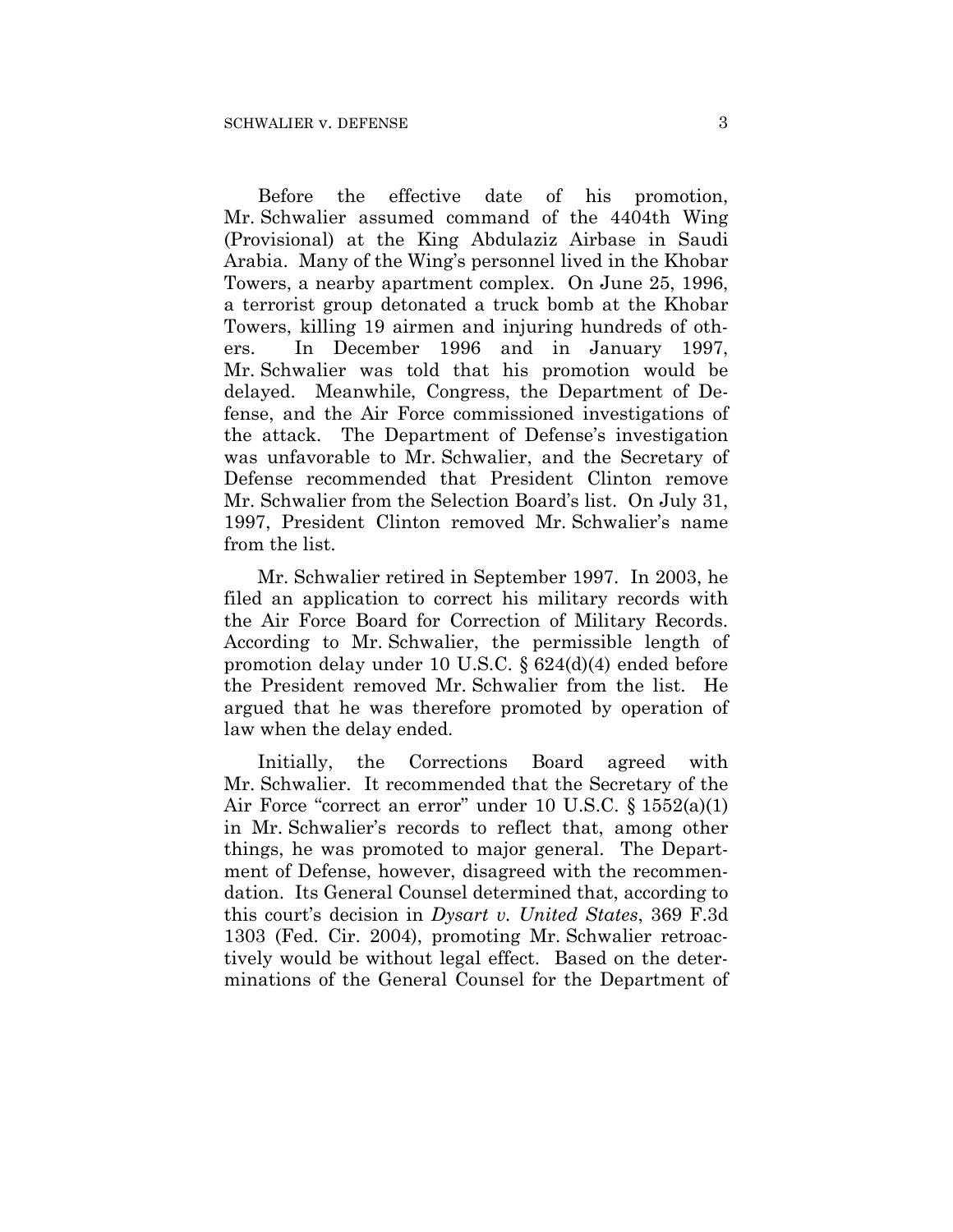Before the effective date of his promotion, Mr. Schwalier assumed command of the 4404th Wing (Provisional) at the King Abdulaziz Airbase in Saudi Arabia. Many of the Wing's personnel lived in the Khobar Towers, a nearby apartment complex. On June 25, 1996, a terrorist group detonated a truck bomb at the Khobar Towers, killing 19 airmen and injuring hundreds of others. In December 1996 and in January 1997, Mr. Schwalier was told that his promotion would be delayed. Meanwhile, Congress, the Department of Defense, and the Air Force commissioned investigations of the attack. The Department of Defense's investigation was unfavorable to Mr. Schwalier, and the Secretary of Defense recommended that President Clinton remove Mr. Schwalier from the Selection Board's list. On July 31, 1997, President Clinton removed Mr. Schwalier's name from the list.

Mr. Schwalier retired in September 1997. In 2003, he filed an application to correct his military records with the Air Force Board for Correction of Military Records. According to Mr. Schwalier, the permissible length of promotion delay under 10 U.S.C. § 624(d)(4) ended before the President removed Mr. Schwalier from the list. He argued that he was therefore promoted by operation of law when the delay ended.

Initially, the Corrections Board agreed with Mr. Schwalier. It recommended that the Secretary of the Air Force "correct an error" under 10 U.S.C. § 1552(a)(1) in Mr. Schwalier's records to reflect that, among other things, he was promoted to major general. The Department of Defense, however, disagreed with the recommendation. Its General Counsel determined that, according to this court's decision in *Dysart v. United States*, 369 F.3d 1303 (Fed. Cir. 2004), promoting Mr. Schwalier retroactively would be without legal effect. Based on the determinations of the General Counsel for the Department of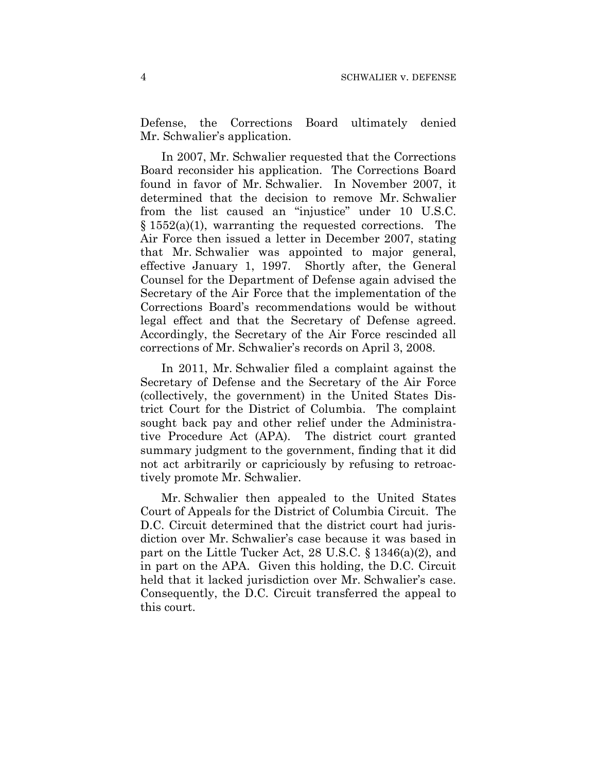Defense, the Corrections Board ultimately denied Mr. Schwalier's application.

In 2007, Mr. Schwalier requested that the Corrections Board reconsider his application. The Corrections Board found in favor of Mr. Schwalier. In November 2007, it determined that the decision to remove Mr. Schwalier from the list caused an "injustice" under 10 U.S.C. § 1552(a)(1), warranting the requested corrections. The Air Force then issued a letter in December 2007, stating that Mr. Schwalier was appointed to major general, effective January 1, 1997. Shortly after, the General Counsel for the Department of Defense again advised the Secretary of the Air Force that the implementation of the Corrections Board's recommendations would be without legal effect and that the Secretary of Defense agreed. Accordingly, the Secretary of the Air Force rescinded all corrections of Mr. Schwalier's records on April 3, 2008.

In 2011, Mr. Schwalier filed a complaint against the Secretary of Defense and the Secretary of the Air Force (collectively, the government) in the United States District Court for the District of Columbia. The complaint sought back pay and other relief under the Administrative Procedure Act (APA). The district court granted summary judgment to the government, finding that it did not act arbitrarily or capriciously by refusing to retroactively promote Mr. Schwalier.

Mr. Schwalier then appealed to the United States Court of Appeals for the District of Columbia Circuit. The D.C. Circuit determined that the district court had jurisdiction over Mr. Schwalier's case because it was based in part on the Little Tucker Act, 28 U.S.C. § 1346(a)(2), and in part on the APA. Given this holding, the D.C. Circuit held that it lacked jurisdiction over Mr. Schwalier's case. Consequently, the D.C. Circuit transferred the appeal to this court.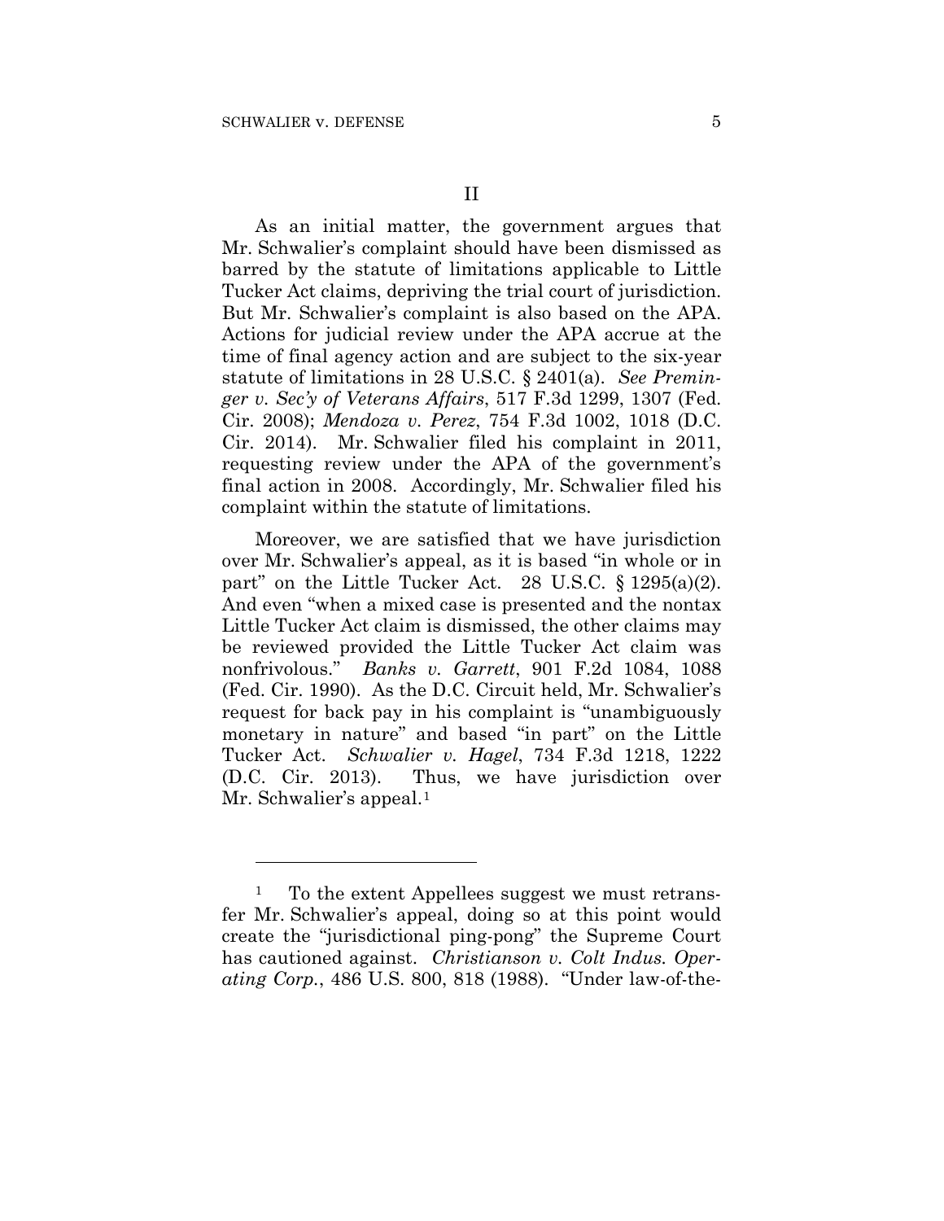## II

As an initial matter, the government argues that Mr. Schwalier's complaint should have been dismissed as barred by the statute of limitations applicable to Little Tucker Act claims, depriving the trial court of jurisdiction. But Mr. Schwalier's complaint is also based on the APA. Actions for judicial review under the APA accrue at the time of final agency action and are subject to the six-year statute of limitations in 28 U.S.C. § 2401(a). *See Preminger v. Sec'y of Veterans Affairs*, 517 F.3d 1299, 1307 (Fed. Cir. 2008); *Mendoza v. Perez*, 754 F.3d 1002, 1018 (D.C. Cir. 2014). Mr. Schwalier filed his complaint in 2011, requesting review under the APA of the government's final action in 2008. Accordingly, Mr. Schwalier filed his complaint within the statute of limitations.

Moreover, we are satisfied that we have jurisdiction over Mr. Schwalier's appeal, as it is based "in whole or in part" on the Little Tucker Act. 28 U.S.C. § 1295(a)(2). And even "when a mixed case is presented and the nontax Little Tucker Act claim is dismissed, the other claims may be reviewed provided the Little Tucker Act claim was nonfrivolous." *Banks v. Garrett*, 901 F.2d 1084, 1088 (Fed. Cir. 1990). As the D.C. Circuit held, Mr. Schwalier's request for back pay in his complaint is "unambiguously monetary in nature" and based "in part" on the Little Tucker Act. *Schwalier v. Hagel*, 734 F.3d 1218, 1222 (D.C. Cir. 2013). Thus, we have jurisdiction over Mr. Schwalier's appeal.[1]

---

[1] To the extent Appellees suggest we must retransfer Mr. Schwalier's appeal, doing so at this point would create the "jurisdictional ping-pong" the Supreme Court has cautioned against. *Christianson v. Colt Indus. Operating Corp.*, 486 U.S. 800, 818 (1988). "Under law-of-the-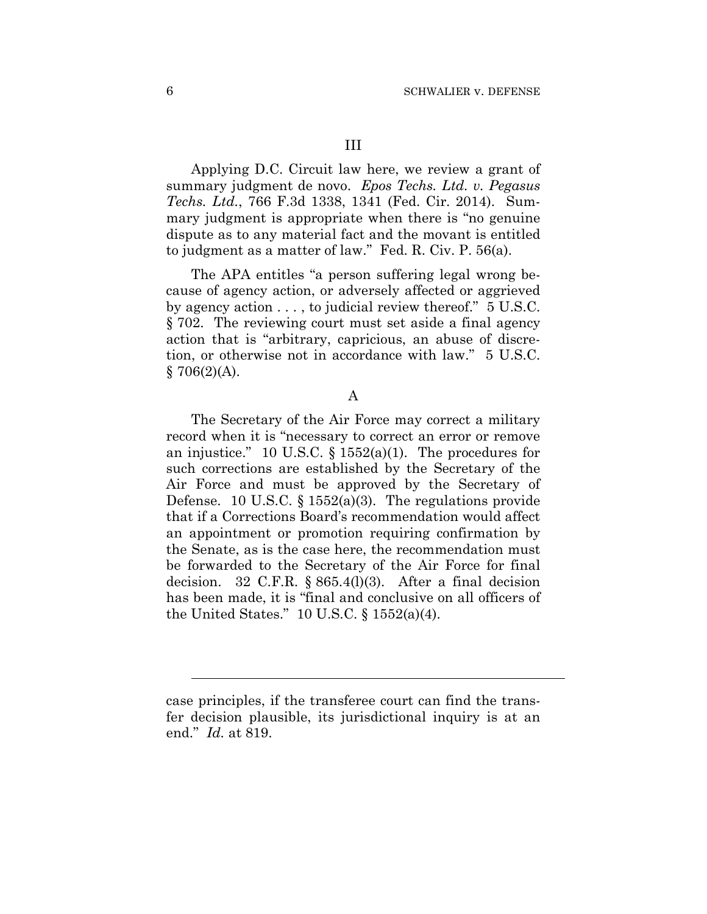## III

Applying D.C. Circuit law here, we review a grant of summary judgment de novo. *Epos Techs. Ltd. v. Pegasus Techs. Ltd.*, 766 F.3d 1338, 1341 (Fed. Cir. 2014). Summary judgment is appropriate when there is "no genuine dispute as to any material fact and the movant is entitled to judgment as a matter of law." Fed. R. Civ. P. 56(a).

The APA entitles "a person suffering legal wrong because of agency action, or adversely affected or aggrieved by agency action . . . , to judicial review thereof." 5 U.S.C. § 702. The reviewing court must set aside a final agency action that is "arbitrary, capricious, an abuse of discretion, or otherwise not in accordance with law." 5 U.S.C. § 706(2)(A).

### A

The Secretary of the Air Force may correct a military record when it is "necessary to correct an error or remove an injustice." 10 U.S.C. § 1552(a)(1). The procedures for such corrections are established by the Secretary of the Air Force and must be approved by the Secretary of Defense. 10 U.S.C. § 1552(a)(3). The regulations provide that if a Corrections Board's recommendation would affect an appointment or promotion requiring confirmation by the Senate, as is the case here, the recommendation must be forwarded to the Secretary of the Air Force for final decision. 32 C.F.R. § 865.4(l)(3). After a final decision has been made, it is "final and conclusive on all officers of the United States." 10 U.S.C. § 1552(a)(4).

---

case principles, if the transferee court can find the transfer decision plausible, its jurisdictional inquiry is at an end." *Id.* at 819.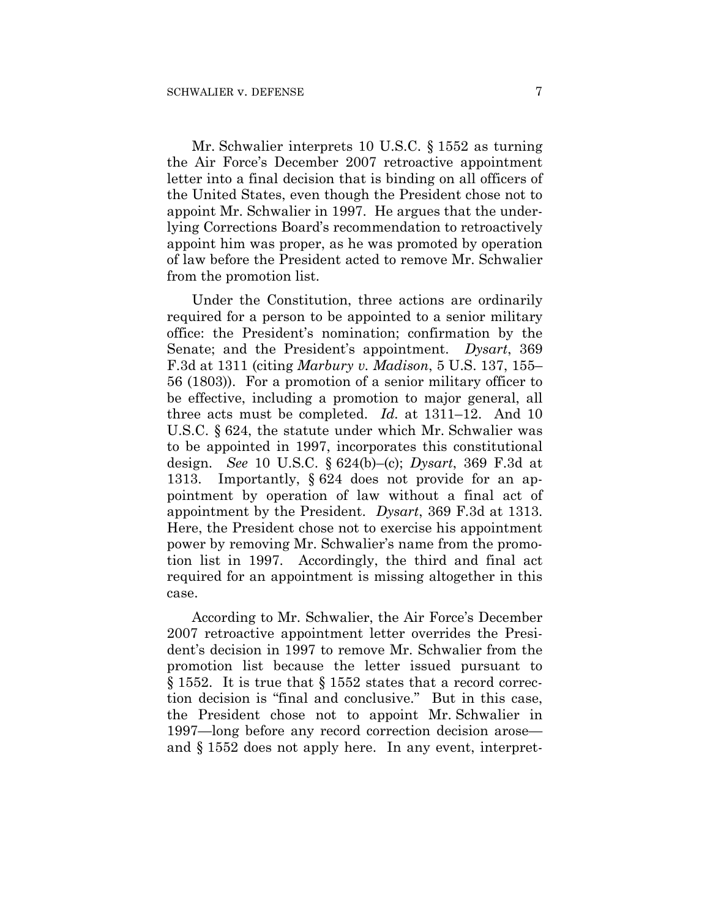Mr. Schwalier interprets 10 U.S.C. § 1552 as turning the Air Force's December 2007 retroactive appointment letter into a final decision that is binding on all officers of the United States, even though the President chose not to appoint Mr. Schwalier in 1997. He argues that the underlying Corrections Board's recommendation to retroactively appoint him was proper, as he was promoted by operation of law before the President acted to remove Mr. Schwalier from the promotion list.

Under the Constitution, three actions are ordinarily required for a person to be appointed to a senior military office: the President's nomination; confirmation by the Senate; and the President's appointment. *Dysart*, 369 F.3d at 1311 (citing *Marbury v. Madison*, 5 U.S. 137, 155–56 (1803)). For a promotion of a senior military officer to be effective, including a promotion to major general, all three acts must be completed. *Id.* at 1311–12. And 10 U.S.C. § 624, the statute under which Mr. Schwalier was to be appointed in 1997, incorporates this constitutional design. *See* 10 U.S.C. § 624(b)–(c); *Dysart*, 369 F.3d at 1313. Importantly, § 624 does not provide for an appointment by operation of law without a final act of appointment by the President. *Dysart*, 369 F.3d at 1313. Here, the President chose not to exercise his appointment power by removing Mr. Schwalier's name from the promotion list in 1997. Accordingly, the third and final act required for an appointment is missing altogether in this case.

According to Mr. Schwalier, the Air Force's December 2007 retroactive appointment letter overrides the President's decision in 1997 to remove Mr. Schwalier from the promotion list because the letter issued pursuant to § 1552. It is true that § 1552 states that a record correction decision is "final and conclusive." But in this case, the President chose not to appoint Mr. Schwalier in 1997—long before any record correction decision arose—and § 1552 does not apply here. In any event, interpret-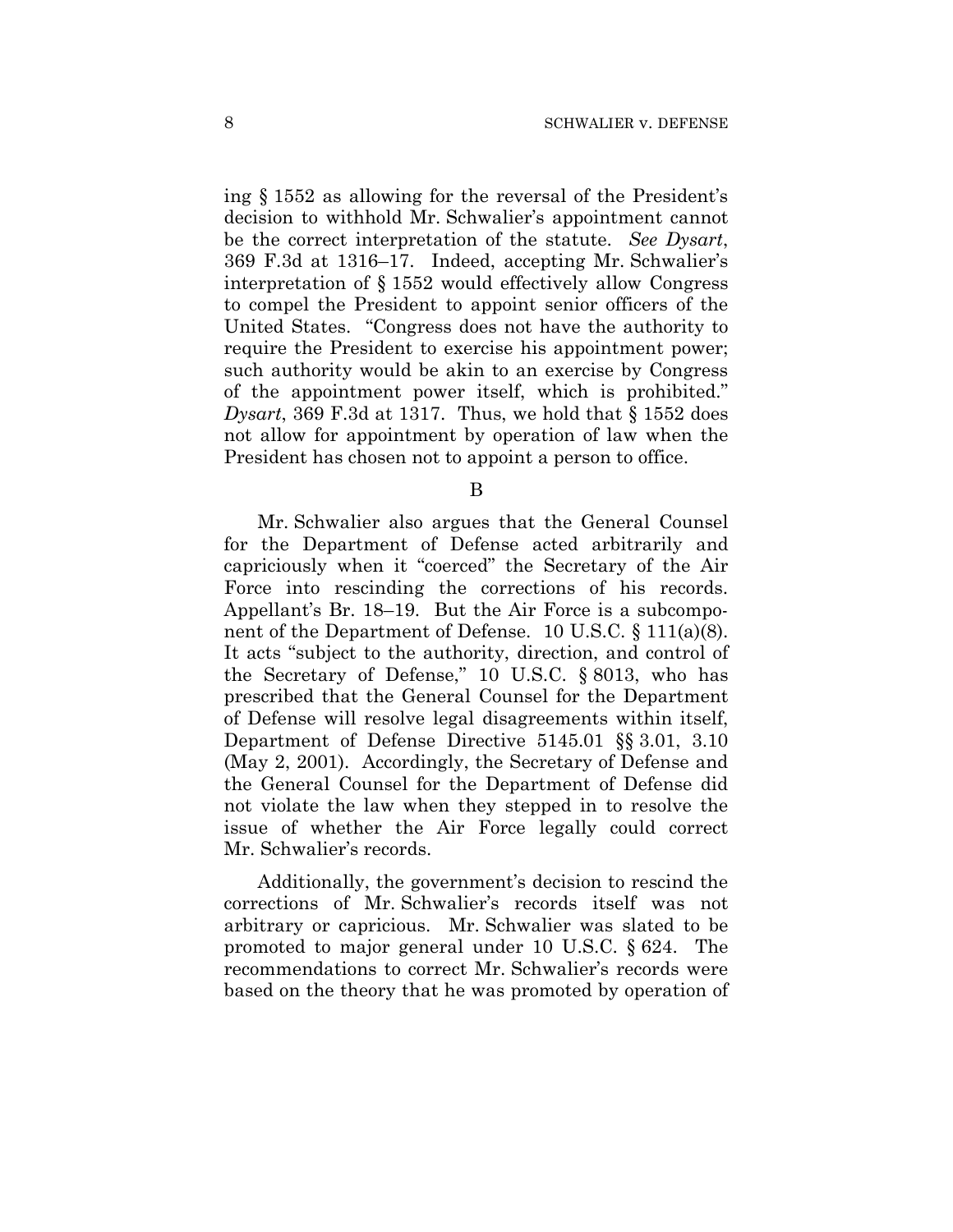ing § 1552 as allowing for the reversal of the President's decision to withhold Mr. Schwalier's appointment cannot be the correct interpretation of the statute. *See Dysart*, 369 F.3d at 1316–17. Indeed, accepting Mr. Schwalier's interpretation of § 1552 would effectively allow Congress to compel the President to appoint senior officers of the United States. "Congress does not have the authority to require the President to exercise his appointment power; such authority would be akin to an exercise by Congress of the appointment power itself, which is prohibited." *Dysart*, 369 F.3d at 1317. Thus, we hold that § 1552 does not allow for appointment by operation of law when the President has chosen not to appoint a person to office.

B

Mr. Schwalier also argues that the General Counsel for the Department of Defense acted arbitrarily and capriciously when it "coerced" the Secretary of the Air Force into rescinding the corrections of his records. Appellant's Br. 18–19. But the Air Force is a subcomponent of the Department of Defense. 10 U.S.C. § 111(a)(8). It acts "subject to the authority, direction, and control of the Secretary of Defense," 10 U.S.C. § 8013, who has prescribed that the General Counsel for the Department of Defense will resolve legal disagreements within itself, Department of Defense Directive 5145.01 §§ 3.01, 3.10 (May 2, 2001). Accordingly, the Secretary of Defense and the General Counsel for the Department of Defense did not violate the law when they stepped in to resolve the issue of whether the Air Force legally could correct Mr. Schwalier's records.

Additionally, the government's decision to rescind the corrections of Mr. Schwalier's records itself was not arbitrary or capricious. Mr. Schwalier was slated to be promoted to major general under 10 U.S.C. § 624. The recommendations to correct Mr. Schwalier's records were based on the theory that he was promoted by operation of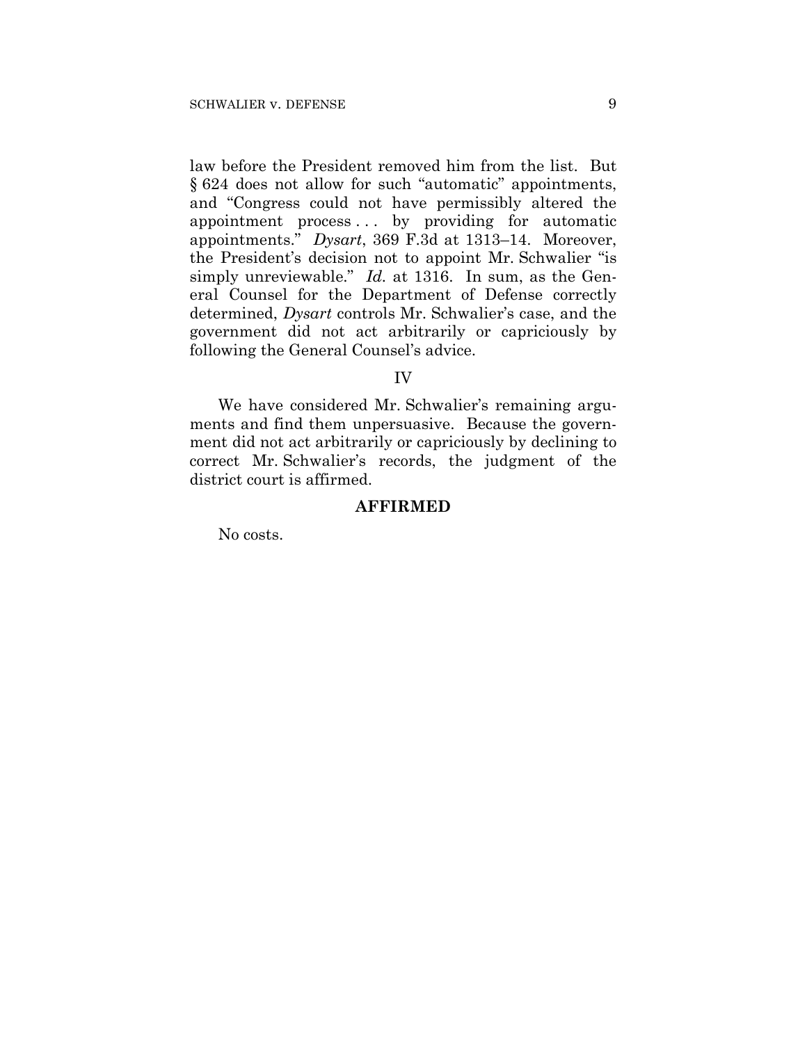law before the President removed him from the list. But § 624 does not allow for such "automatic" appointments, and "Congress could not have permissibly altered the appointment process . . . by providing for automatic appointments." *Dysart*, 369 F.3d at 1313–14. Moreover, the President's decision not to appoint Mr. Schwalier "is simply unreviewable." *Id.* at 1316. In sum, as the General Counsel for the Department of Defense correctly determined, *Dysart* controls Mr. Schwalier's case, and the government did not act arbitrarily or capriciously by following the General Counsel's advice.

## IV

We have considered Mr. Schwalier's remaining arguments and find them unpersuasive. Because the government did not act arbitrarily or capriciously by declining to correct Mr. Schwalier's records, the judgment of the district court is affirmed.

**AFFIRMED**

No costs.